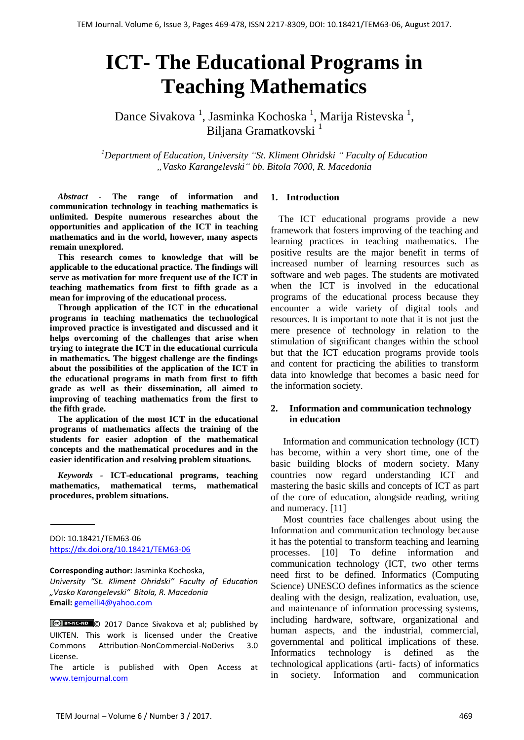# ICT- The Educational Programs in Teaching Mathematics

Dance Sivakova [1], Jasminka Kochoska [1], Marija Ristevska [1], Biljana Gramatkovski [1]

[1] *Department of Education, University "St. Kliment Ohridski " Faculty of Education „Vasko Karangelevski" bb. Bitola 7000, R. Macedonia*

***Abstract*** **- The range of information and communication technology in teaching mathematics is unlimited. Despite numerous researches about the opportunities and application of the ICT in teaching mathematics and in the world, however, many aspects remain unexplored.**

**This research comes to knowledge that will be applicable to the educational practice. The findings will serve as motivation for more frequent use of the ICT in teaching mathematics from first to fifth grade as a mean for improving of the educational process.**

**Through application of the ICT in the educational programs in teaching mathematics the technological improved practice is investigated and discussed and it helps overcoming of the challenges that arise when trying to integrate the ICT in the educational curricula in mathematics. The biggest challenge are the findings about the possibilities of the application of the ICT in the educational programs in math from first to fifth grade as well as their dissemination, all aimed to improving of teaching mathematics from the first to the fifth grade.**

**The application of the most ICT in the educational programs of mathematics affects the training of the students for easier adoption of the mathematical concepts and the mathematical procedures and in the easier identification and resolving problem situations.**

***Keywords*** **- ICT-educational programs, teaching mathematics, mathematical terms, mathematical procedures, problem situations.**

DOI: 10.18421/TEM63-06
https://dx.doi.org/10.18421/TEM63-06

**Corresponding author:** Jasminka Kochoska,
*University "St. Kliment Ohridski" Faculty of Education „Vasko Karangelevski" Bitola, R. Macedonia*
**Email:** gemelli4@yahoo.com

© 2017 Dance Sivakova et al; published by UIKTEN. This work is licensed under the Creative Commons Attribution-NonCommercial-NoDerivs 3.0 License.

The article is published with Open Access at www.temjournal.com

## 1. Introduction

The ICT educational programs provide a new framework that fosters improving of the teaching and learning practices in teaching mathematics. The positive results are the major benefit in terms of increased number of learning resources such as software and web pages. The students are motivated when the ICT is involved in the educational programs of the educational process because they encounter a wide variety of digital tools and resources. It is important to note that it is not just the mere presence of technology in relation to the stimulation of significant changes within the school but that the ICT education programs provide tools and content for practicing the abilities to transform data into knowledge that becomes a basic need for the information society.

## 2. Information and communication technology in education

Information and communication technology (ICT) has become, within a very short time, one of the basic building blocks of modern society. Many countries now regard understanding ICT and mastering the basic skills and concepts of ICT as part of the core of education, alongside reading, writing and numeracy. [11]

Most countries face challenges about using the Information and communication technology because it has the potential to transform teaching and learning processes. [10] To define information and communication technology (ICT, two other terms need first to be defined. Informatics (Computing Science) UNESCO defines informatics as the science dealing with the design, realization, evaluation, use, and maintenance of information processing systems, including hardware, software, organizational and human aspects, and the industrial, commercial, governmental and political implications of these. Informatics technology is defined as the technological applications (arti- facts) of informatics in society. Information and communication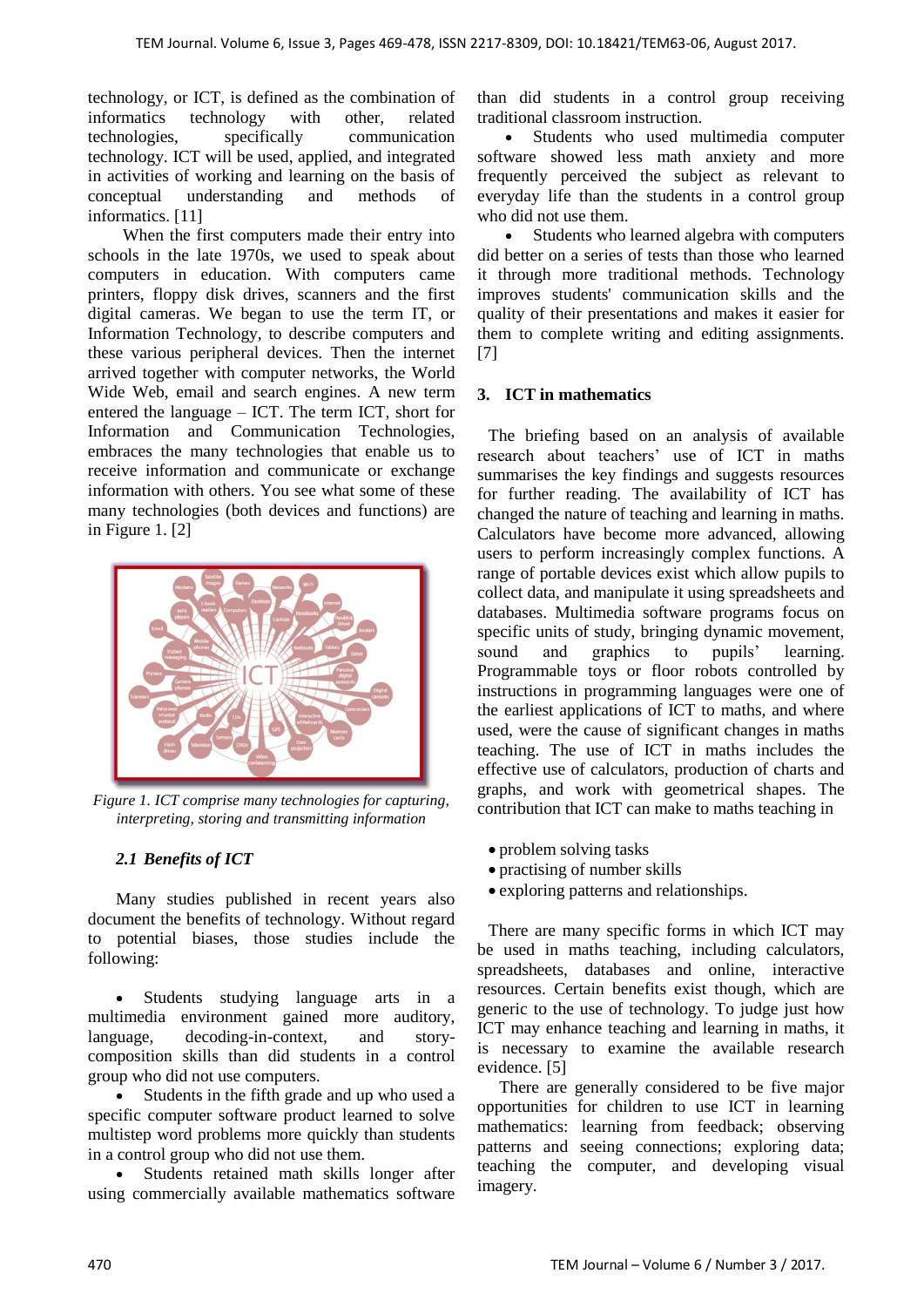technology, or ICT, is defined as the combination of informatics technology with other, related technologies, specifically communication technology. ICT will be used, applied, and integrated in activities of working and learning on the basis of conceptual understanding and methods of informatics. [11]

When the first computers made their entry into schools in the late 1970s, we used to speak about computers in education. With computers came printers, floppy disk drives, scanners and the first digital cameras. We began to use the term IT, or Information Technology, to describe computers and these various peripheral devices. Then the internet arrived together with computer networks, the World Wide Web, email and search engines. A new term entered the language – ICT. The term ICT, short for Information and Communication Technologies, embraces the many technologies that enable us to receive information and communicate or exchange information with others. You see what some of these many technologies (both devices and functions) are in Figure 1. [2]

*Figure 1. ICT comprise many technologies for capturing, interpreting, storing and transmitting information*

### *2.1 Benefits of ICT*

Many studies published in recent years also document the benefits of technology. Without regard to potential biases, those studies include the following:

- Students studying language arts in a multimedia environment gained more auditory, language, decoding-in-context, and story-composition skills than did students in a control group who did not use computers.
- Students in the fifth grade and up who used a specific computer software product learned to solve multistep word problems more quickly than students in a control group who did not use them.
- Students retained math skills longer after using commercially available mathematics software than did students in a control group receiving traditional classroom instruction.
- Students who used multimedia computer software showed less math anxiety and more frequently perceived the subject as relevant to everyday life than the students in a control group who did not use them.
- Students who learned algebra with computers did better on a series of tests than those who learned it through more traditional methods. Technology improves students' communication skills and the quality of their presentations and makes it easier for them to complete writing and editing assignments. [7]

## 3. ICT in mathematics

The briefing based on an analysis of available research about teachers' use of ICT in maths summarises the key findings and suggests resources for further reading. The availability of ICT has changed the nature of teaching and learning in maths. Calculators have become more advanced, allowing users to perform increasingly complex functions. A range of portable devices exist which allow pupils to collect data, and manipulate it using spreadsheets and databases. Multimedia software programs focus on specific units of study, bringing dynamic movement, sound and graphics to pupils' learning. Programmable toys or floor robots controlled by instructions in programming languages were one of the earliest applications of ICT to maths, and where used, were the cause of significant changes in maths teaching. The use of ICT in maths includes the effective use of calculators, production of charts and graphs, and work with geometrical shapes. The contribution that ICT can make to maths teaching in

- problem solving tasks
- practising of number skills
- exploring patterns and relationships.

There are many specific forms in which ICT may be used in maths teaching, including calculators, spreadsheets, databases and online, interactive resources. Certain benefits exist though, which are generic to the use of technology. To judge just how ICT may enhance teaching and learning in maths, it is necessary to examine the available research evidence. [5]

There are generally considered to be five major opportunities for children to use ICT in learning mathematics: learning from feedback; observing patterns and seeing connections; exploring data; teaching the computer, and developing visual imagery.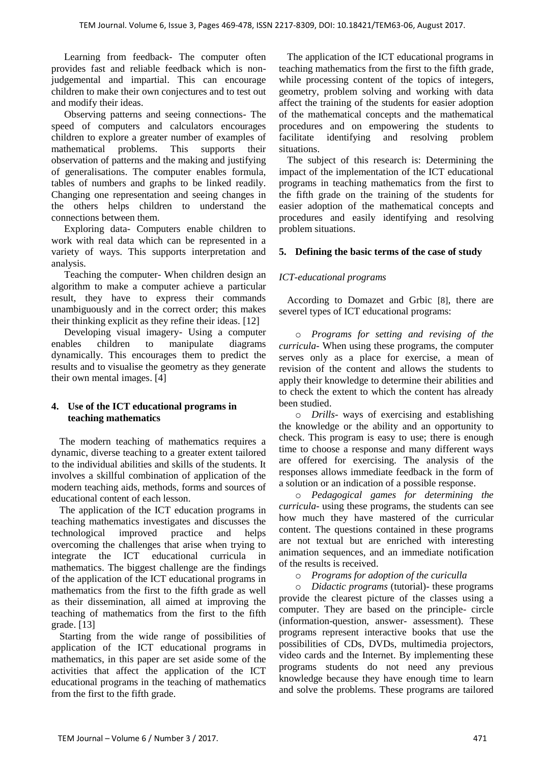Learning from feedback- The computer often provides fast and reliable feedback which is non-judgemental and impartial. This can encourage children to make their own conjectures and to test out and modify their ideas.

Observing patterns and seeing connections- The speed of computers and calculators encourages children to explore a greater number of examples of mathematical problems. This supports their observation of patterns and the making and justifying of generalisations. The computer enables formula, tables of numbers and graphs to be linked readily. Changing one representation and seeing changes in the others helps children to understand the connections between them.

Exploring data- Computers enable children to work with real data which can be represented in a variety of ways. This supports interpretation and analysis.

Teaching the computer- When children design an algorithm to make a computer achieve a particular result, they have to express their commands unambiguously and in the correct order; this makes their thinking explicit as they refine their ideas. [12]

Developing visual imagery- Using a computer enables children to manipulate diagrams dynamically. This encourages them to predict the results and to visualise the geometry as they generate their own mental images. [4]

## 4. Use of the ICT educational programs in teaching mathematics

The modern teaching of mathematics requires a dynamic, diverse teaching to a greater extent tailored to the individual abilities and skills of the students. It involves a skillful combination of application of the modern teaching aids, methods, forms and sources of educational content of each lesson.

The application of the ICT education programs in teaching mathematics investigates and discusses the technological improved practice and helps overcoming the challenges that arise when trying to integrate the ICT educational curricula in mathematics. The biggest challenge are the findings of the application of the ICT educational programs in mathematics from the first to the fifth grade as well as their dissemination, all aimed at improving the teaching of mathematics from the first to the fifth grade. [13]

Starting from the wide range of possibilities of application of the ICT educational programs in mathematics, in this paper are set aside some of the activities that affect the application of the ICT educational programs in the teaching of mathematics from the first to the fifth grade.

The application of the ICT educational programs in teaching mathematics from the first to the fifth grade, while processing content of the topics of integers, geometry, problem solving and working with data affect the training of the students for easier adoption of the mathematical concepts and the mathematical procedures and on empowering the students to facilitate identifying and resolving problem situations.

The subject of this research is: Determining the impact of the implementation of the ICT educational programs in teaching mathematics from the first to the fifth grade on the training of the students for easier adoption of the mathematical concepts and procedures and easily identifying and resolving problem situations.

## 5. Defining the basic terms of the case of study

### *ICT-educational programs*

According to Domazet and Grbic [8], there are severel types of ICT educational programs:

- *Programs for setting and revising of the curricula*- When using these programs, the computer serves only as a place for exercise, a mean of revision of the content and allows the students to apply their knowledge to determine their abilities and to check the extent to which the content has already been studied.
- *Drills*- ways of exercising and establishing the knowledge or the ability and an opportunity to check. This program is easy to use; there is enough time to choose a response and many different ways are offered for exercising. The analysis of the responses allows immediate feedback in the form of a solution or an indication of a possible response.
- *Pedagogical games for determining the curricula*- using these programs, the students can see how much they have mastered of the curricular content. The questions contained in these programs are not textual but are enriched with interesting animation sequences, and an immediate notification of the results is received.
- *Programs for adoption of the curiculla*
- *Didactic programs* (tutorial)- these programs provide the clearest picture of the classes using a computer. They are based on the principle- circle (information-question, answer- assessment). These programs represent interactive books that use the possibilities of CDs, DVDs, multimedia projectors, video cards and the Internet. By implementing these programs students do not need any previous knowledge because they have enough time to learn and solve the problems. These programs are tailored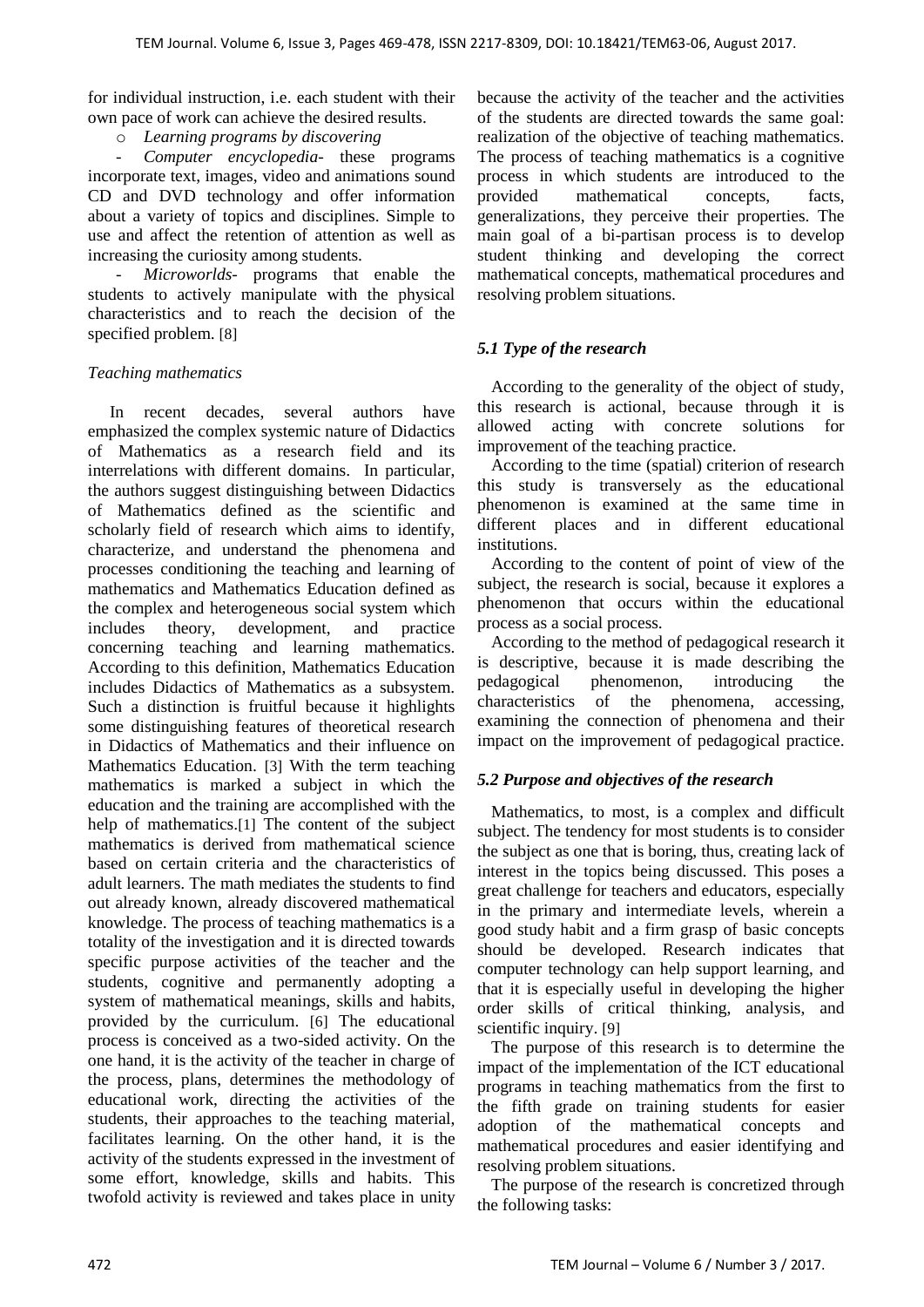for individual instruction, i.e. each student with their own pace of work can achieve the desired results.

- *Learning programs by discovering*

- *Computer encyclopedia*- these programs incorporate text, images, video and animations sound CD and DVD technology and offer information about a variety of topics and disciplines. Simple to use and affect the retention of attention as well as increasing the curiosity among students.

- *Microworlds*- programs that enable the students to actively manipulate with the physical characteristics and to reach the decision of the specified problem. [8]

*Teaching mathematics*

In recent decades, several authors have emphasized the complex systemic nature of Didactics of Mathematics as a research field and its interrelations with different domains. In particular, the authors suggest distinguishing between Didactics of Mathematics defined as the scientific and scholarly field of research which aims to identify, characterize, and understand the phenomena and processes conditioning the teaching and learning of mathematics and Mathematics Education defined as the complex and heterogeneous social system which includes theory, development, and practice concerning teaching and learning mathematics. According to this definition, Mathematics Education includes Didactics of Mathematics as a subsystem. Such a distinction is fruitful because it highlights some distinguishing features of theoretical research in Didactics of Mathematics and their influence on Mathematics Education. [3] With the term teaching mathematics is marked a subject in which the education and the training are accomplished with the help of mathematics.[1] The content of the subject mathematics is derived from mathematical science based on certain criteria and the characteristics of adult learners. The math mediates the students to find out already known, already discovered mathematical knowledge. The process of teaching mathematics is a totality of the investigation and it is directed towards specific purpose activities of the teacher and the students, cognitive and permanently adopting a system of mathematical meanings, skills and habits, provided by the curriculum. [6] The educational process is conceived as a two-sided activity. On the one hand, it is the activity of the teacher in charge of the process, plans, determines the methodology of educational work, directing the activities of the students, their approaches to the teaching material, facilitates learning. On the other hand, it is the activity of the students expressed in the investment of some effort, knowledge, skills and habits. This twofold activity is reviewed and takes place in unity because the activity of the teacher and the activities of the students are directed towards the same goal: realization of the objective of teaching mathematics. The process of teaching mathematics is a cognitive process in which students are introduced to the provided mathematical concepts, facts, generalizations, they perceive their properties. The main goal of a bi-partisan process is to develop student thinking and developing the correct mathematical concepts, mathematical procedures and resolving problem situations.

### *5.1 Type of the research*

According to the generality of the object of study, this research is actional, because through it is allowed acting with concrete solutions for improvement of the teaching practice.

According to the time (spatial) criterion of research this study is transversely as the educational phenomenon is examined at the same time in different places and in different educational institutions.

According to the content of point of view of the subject, the research is social, because it explores a phenomenon that occurs within the educational process as a social process.

According to the method of pedagogical research it is descriptive, because it is made describing the pedagogical phenomenon, introducing the characteristics of the phenomena, accessing, examining the connection of phenomena and their impact on the improvement of pedagogical practice.

### *5.2 Purpose and objectives of the research*

Mathematics, to most, is a complex and difficult subject. The tendency for most students is to consider the subject as one that is boring, thus, creating lack of interest in the topics being discussed. This poses a great challenge for teachers and educators, especially in the primary and intermediate levels, wherein a good study habit and a firm grasp of basic concepts should be developed. Research indicates that computer technology can help support learning, and that it is especially useful in developing the higher order skills of critical thinking, analysis, and scientific inquiry. [9]

The purpose of this research is to determine the impact of the implementation of the ICT educational programs in teaching mathematics from the first to the fifth grade on training students for easier adoption of the mathematical concepts and mathematical procedures and easier identifying and resolving problem situations.

The purpose of the research is concretized through the following tasks: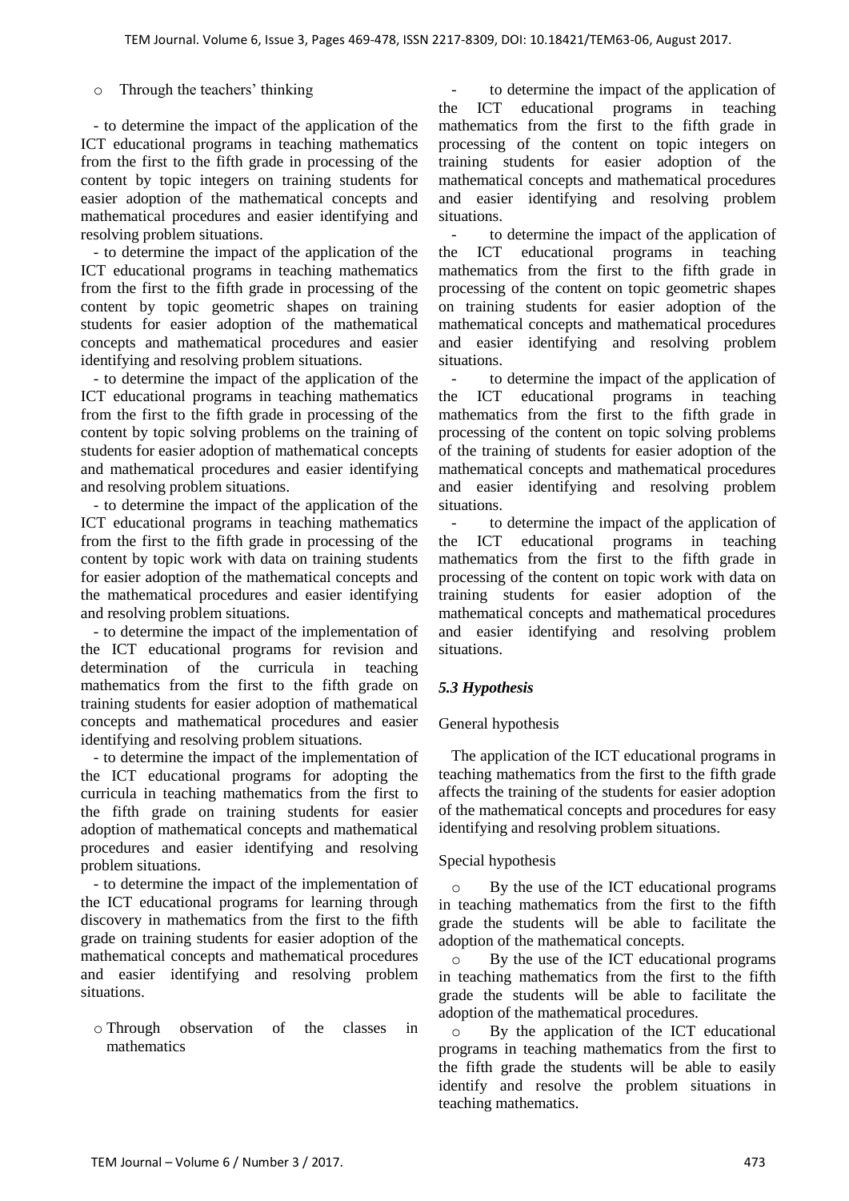- Through the teachers' thinking

- to determine the impact of the application of the ICT educational programs in teaching mathematics from the first to the fifth grade in processing of the content by topic integers on training students for easier adoption of the mathematical concepts and mathematical procedures and easier identifying and resolving problem situations.
- to determine the impact of the application of the ICT educational programs in teaching mathematics from the first to the fifth grade in processing of the content by topic geometric shapes on training students for easier adoption of the mathematical concepts and mathematical procedures and easier identifying and resolving problem situations.
- to determine the impact of the application of the ICT educational programs in teaching mathematics from the first to the fifth grade in processing of the content by topic solving problems on the training of students for easier adoption of mathematical concepts and mathematical procedures and easier identifying and resolving problem situations.
- to determine the impact of the application of the ICT educational programs in teaching mathematics from the first to the fifth grade in processing of the content by topic work with data on training students for easier adoption of the mathematical concepts and the mathematical procedures and easier identifying and resolving problem situations.
- to determine the impact of the implementation of the ICT educational programs for revision and determination of the curricula in teaching mathematics from the first to the fifth grade on training students for easier adoption of mathematical concepts and mathematical procedures and easier identifying and resolving problem situations.
- to determine the impact of the implementation of the ICT educational programs for adopting the curricula in teaching mathematics from the first to the fifth grade on training students for easier adoption of mathematical concepts and mathematical procedures and easier identifying and resolving problem situations.
- to determine the impact of the implementation of the ICT educational programs for learning through discovery in mathematics from the first to the fifth grade on training students for easier adoption of the mathematical concepts and mathematical procedures and easier identifying and resolving problem situations.

- Through observation of the classes in mathematics

- to determine the impact of the application of the ICT educational programs in teaching mathematics from the first to the fifth grade in processing of the content on topic integers on training students for easier adoption of the mathematical concepts and mathematical procedures and easier identifying and resolving problem situations.
- to determine the impact of the application of the ICT educational programs in teaching mathematics from the first to the fifth grade in processing of the content on topic geometric shapes on training students for easier adoption of the mathematical concepts and mathematical procedures and easier identifying and resolving problem situations.
- to determine the impact of the application of the ICT educational programs in teaching mathematics from the first to the fifth grade in processing of the content on topic solving problems of the training of students for easier adoption of the mathematical concepts and mathematical procedures and easier identifying and resolving problem situations.
- to determine the impact of the application of the ICT educational programs in teaching mathematics from the first to the fifth grade in processing of the content on topic work with data on training students for easier adoption of the mathematical concepts and mathematical procedures and easier identifying and resolving problem situations.

### *5.3 Hypothesis*

General hypothesis

The application of the ICT educational programs in teaching mathematics from the first to the fifth grade affects the training of the students for easier adoption of the mathematical concepts and procedures for easy identifying and resolving problem situations.

Special hypothesis

- By the use of the ICT educational programs in teaching mathematics from the first to the fifth grade the students will be able to facilitate the adoption of the mathematical concepts.
- By the use of the ICT educational programs in teaching mathematics from the first to the fifth grade the students will be able to facilitate the adoption of the mathematical procedures.
- By the application of the ICT educational programs in teaching mathematics from the first to the fifth grade the students will be able to easily identify and resolve the problem situations in teaching mathematics.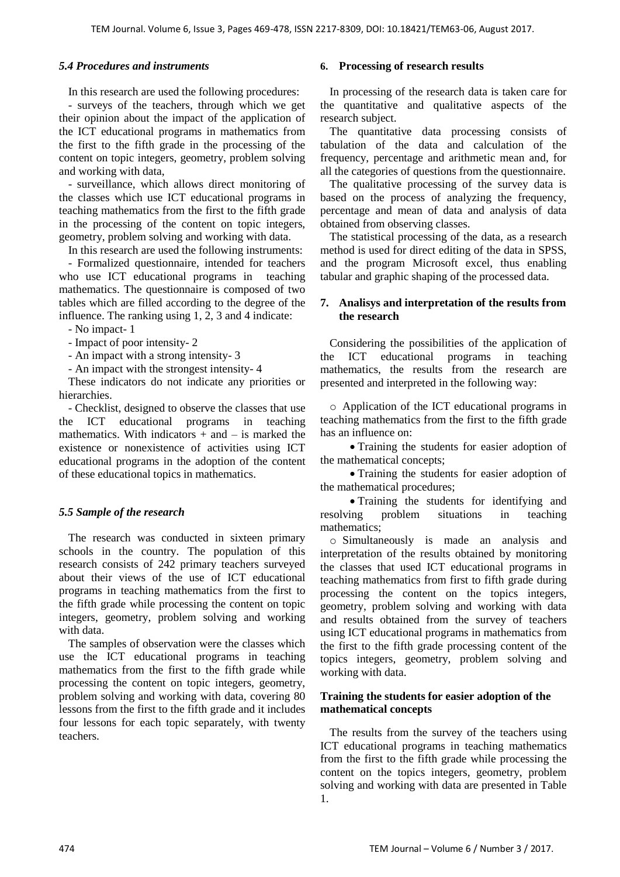### *5.4 Procedures and instruments*

In this research are used the following procedures:

- surveys of the teachers, through which we get their opinion about the impact of the application of the ICT educational programs in mathematics from the first to the fifth grade in the processing of the content on topic integers, geometry, problem solving and working with data,

- surveillance, which allows direct monitoring of the classes which use ICT educational programs in teaching mathematics from the first to the fifth grade in the processing of the content on topic integers, geometry, problem solving and working with data.

In this research are used the following instruments:

- Formalized questionnaire, intended for teachers who use ICT educational programs in teaching mathematics. The questionnaire is composed of two tables which are filled according to the degree of the influence. The ranking using 1, 2, 3 and 4 indicate:

- No impact- 1
- Impact of poor intensity- 2
- An impact with a strong intensity- 3
- An impact with the strongest intensity- 4

These indicators do not indicate any priorities or hierarchies.

- Checklist, designed to observe the classes that use the ICT educational programs in teaching mathematics. With indicators + and – is marked the existence or nonexistence of activities using ICT educational programs in the adoption of the content of these educational topics in mathematics.

### *5.5 Sample of the research*

The research was conducted in sixteen primary schools in the country. The population of this research consists of 242 primary teachers surveyed about their views of the use of ICT educational programs in teaching mathematics from the first to the fifth grade while processing the content on topic integers, geometry, problem solving and working with data.

The samples of observation were the classes which use the ICT educational programs in teaching mathematics from the first to the fifth grade while processing the content on topic integers, geometry, problem solving and working with data, covering 80 lessons from the first to the fifth grade and it includes four lessons for each topic separately, with twenty teachers.

## 6. Processing of research results

In processing of the research data is taken care for the quantitative and qualitative aspects of the research subject.

The quantitative data processing consists of tabulation of the data and calculation of the frequency, percentage and arithmetic mean and, for all the categories of questions from the questionnaire.

The qualitative processing of the survey data is based on the process of analyzing the frequency, percentage and mean of data and analysis of data obtained from observing classes.

The statistical processing of the data, as a research method is used for direct editing of the data in SPSS, and the program Microsoft excel, thus enabling tabular and graphic shaping of the processed data.

## 7. Analisys and interpretation of the results from the research

Considering the possibilities of the application of the ICT educational programs in teaching mathematics, the results from the research are presented and interpreted in the following way:

- Application of the ICT educational programs in teaching mathematics from the first to the fifth grade has an influence on:
  - Training the students for easier adoption of the mathematical concepts;
  - Training the students for easier adoption of the mathematical procedures;
  - Training the students for identifying and resolving problem situations in teaching mathematics;
- Simultaneously is made an analysis and interpretation of the results obtained by monitoring the classes that used ICT educational programs in teaching mathematics from first to fifth grade during processing the content on the topics integers, geometry, problem solving and working with data and results obtained from the survey of teachers using ICT educational programs in mathematics from the first to the fifth grade processing content of the topics integers, geometry, problem solving and working with data.

**Training the students for easier adoption of the mathematical concepts**

The results from the survey of the teachers using ICT educational programs in teaching mathematics from the first to the fifth grade while processing the content on the topics integers, geometry, problem solving and working with data are presented in Table 1.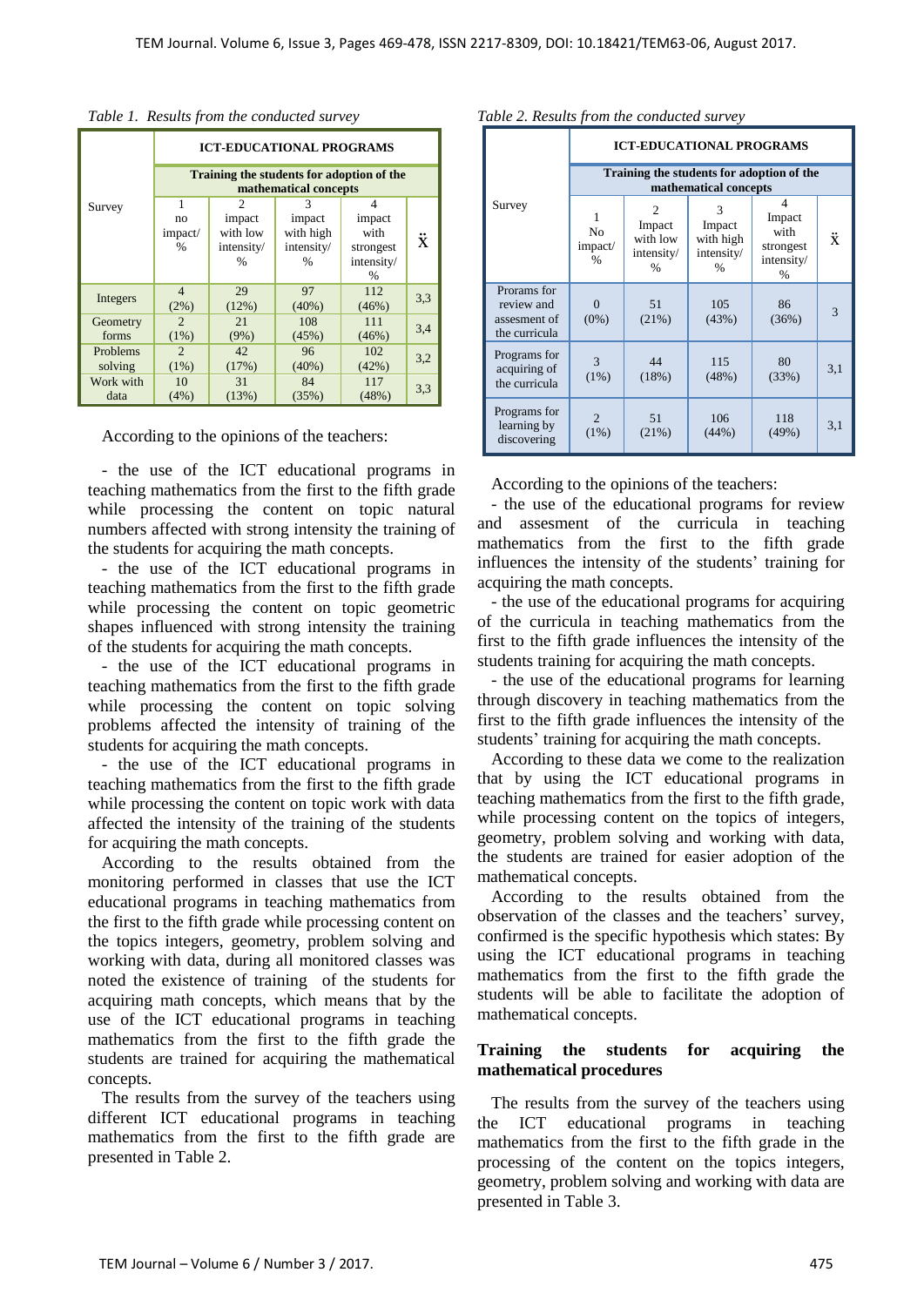*Table 1. Results from the conducted survey*

| Survey | ICT-EDUCATIONAL PROGRAMS | | | | |
|---|---|---|---|---|---|
| | Training the students for adoption of the mathematical concepts | | | | |
| | 1 no impact/ % | 2 impact with low intensity/ % | 3 impact with high intensity/ % | 4 impact with strongest intensity/ % | Ẍ |
| Integers | 4 (2%) | 29 (12%) | 97 (40%) | 112 (46%) | 3,3 |
| Geometry forms | 2 (1%) | 21 (9%) | 108 (45%) | 111 (46%) | 3,4 |
| Problems solving | 2 (1%) | 42 (17%) | 96 (40%) | 102 (42%) | 3,2 |
| Work with data | 10 (4%) | 31 (13%) | 84 (35%) | 117 (48%) | 3,3 |

According to the opinions of the teachers:

- the use of the ICT educational programs in teaching mathematics from the first to the fifth grade while processing the content on topic natural numbers affected with strong intensity the training of the students for acquiring the math concepts.
- the use of the ICT educational programs in teaching mathematics from the first to the fifth grade while processing the content on topic geometric shapes influenced with strong intensity the training of the students for acquiring the math concepts.
- the use of the ICT educational programs in teaching mathematics from the first to the fifth grade while processing the content on topic solving problems affected the intensity of training of the students for acquiring the math concepts.
- the use of the ICT educational programs in teaching mathematics from the first to the fifth grade while processing the content on topic work with data affected the intensity of the training of the students for acquiring the math concepts.

According to the results obtained from the monitoring performed in classes that use the ICT educational programs in teaching mathematics from the first to the fifth grade while processing content on the topics integers, geometry, problem solving and working with data, during all monitored classes was noted the existence of training of the students for acquiring math concepts, which means that by the use of the ICT educational programs in teaching mathematics from the first to the fifth grade the students are trained for acquiring the mathematical concepts.

The results from the survey of the teachers using different ICT educational programs in teaching mathematics from the first to the fifth grade are presented in Table 2.

*Table 2. Results from the conducted survey*

| Survey | ICT-EDUCATIONAL PROGRAMS | | | | |
|---|---|---|---|---|---|
| | Training the students for adoption of the mathematical concepts | | | | |
| | 1 No impact/ % | 2 Impact with low intensity/ % | 3 Impact with high intensity/ % | 4 Impact with strongest intensity/ % | Ẍ |
| Prorams for review and assesment of the curricula | 0 (0%) | 51 (21%) | 105 (43%) | 86 (36%) | 3 |
| Programs for acquiring of the curricula | 3 (1%) | 44 (18%) | 115 (48%) | 80 (33%) | 3,1 |
| Programs for learning by discovering | 2 (1%) | 51 (21%) | 106 (44%) | 118 (49%) | 3,1 |

According to the opinions of the teachers:

- the use of the educational programs for review and assesment of the curricula in teaching mathematics from the first to the fifth grade influences the intensity of the students' training for acquiring the math concepts.
- the use of the educational programs for acquiring of the curricula in teaching mathematics from the first to the fifth grade influences the intensity of the students training for acquiring the math concepts.
- the use of the educational programs for learning through discovery in teaching mathematics from the first to the fifth grade influences the intensity of the students' training for acquiring the math concepts.

According to these data we come to the realization that by using the ICT educational programs in teaching mathematics from the first to the fifth grade, while processing content on the topics of integers, geometry, problem solving and working with data, the students are trained for easier adoption of the mathematical concepts.

According to the results obtained from the observation of the classes and the teachers' survey, confirmed is the specific hypothesis which states: By using the ICT educational programs in teaching mathematics from the first to the fifth grade the students will be able to facilitate the adoption of mathematical concepts.

### Training the students for acquiring the mathematical procedures

The results from the survey of the teachers using the ICT educational programs in teaching mathematics from the first to the fifth grade in the processing of the content on the topics integers, geometry, problem solving and working with data are presented in Table 3.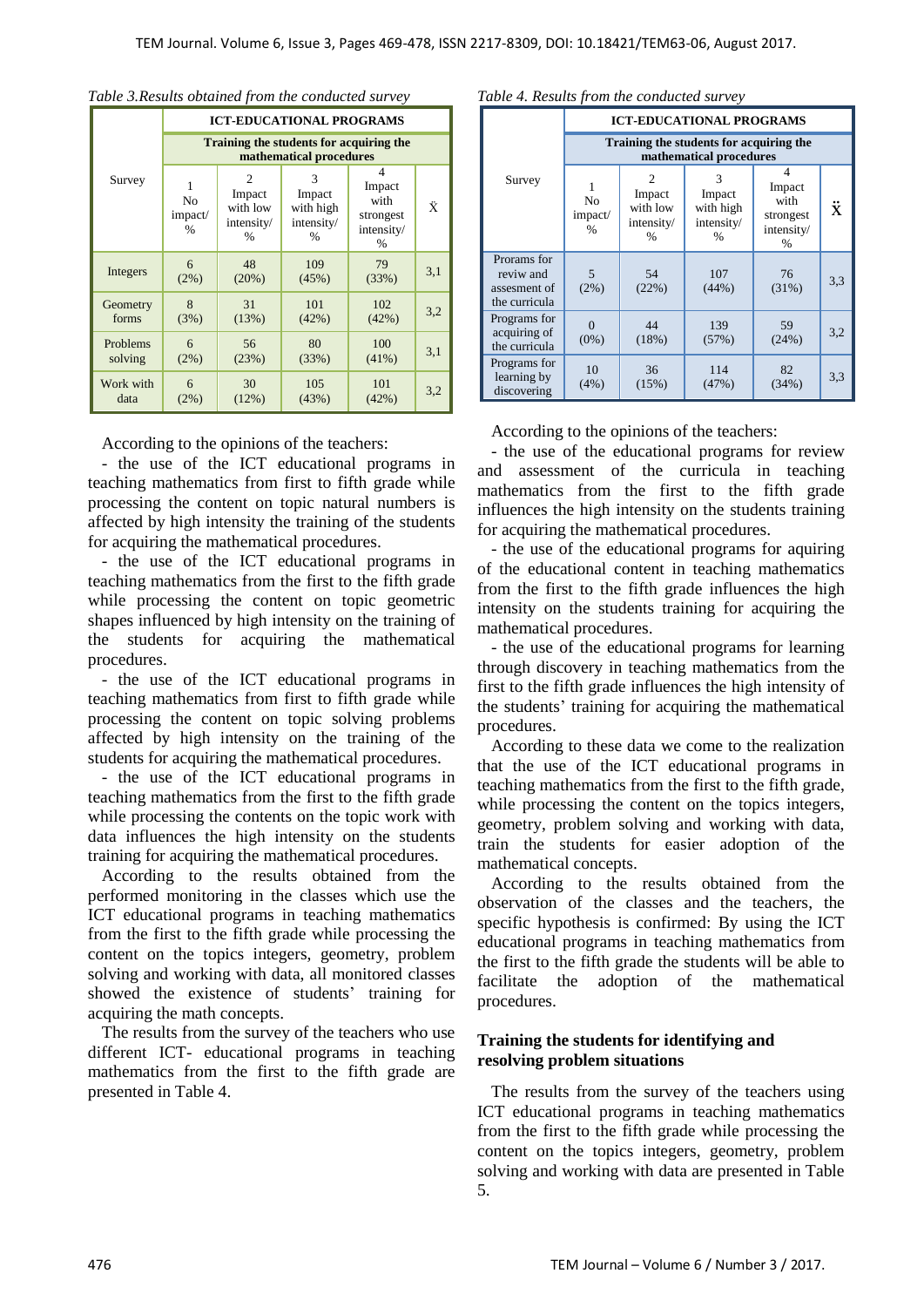*Table 3.Results obtained from the conducted survey*

| Survey | ICT-EDUCATIONAL PROGRAMS | | | | |
|---|---|---|---|---|---|
| | Training the students for acquiring the mathematical procedures | | | | |
| | 1 No impact/ % | 2 Impact with low intensity/ % | 3 Impact with high intensity/ % | 4 Impact with strongest intensity/ % | Ẋ |
| Integers | 6 (2%) | 48 (20%) | 109 (45%) | 79 (33%) | 3,1 |
| Geometry forms | 8 (3%) | 31 (13%) | 101 (42%) | 102 (42%) | 3,2 |
| Problems solving | 6 (2%) | 56 (23%) | 80 (33%) | 100 (41%) | 3,1 |
| Work with data | 6 (2%) | 30 (12%) | 105 (43%) | 101 (42%) | 3,2 |

According to the opinions of the teachers:

- the use of the ICT educational programs in teaching mathematics from first to fifth grade while processing the content on topic natural numbers is affected by high intensity the training of the students for acquiring the mathematical procedures.
- the use of the ICT educational programs in teaching mathematics from the first to the fifth grade while processing the content on topic geometric shapes influenced by high intensity on the training of the students for acquiring the mathematical procedures.
- the use of the ICT educational programs in teaching mathematics from first to fifth grade while processing the content on topic solving problems affected by high intensity on the training of the students for acquiring the mathematical procedures.
- the use of the ICT educational programs in teaching mathematics from the first to the fifth grade while processing the contents on the topic work with data influences the high intensity on the students training for acquiring the mathematical procedures.

According to the results obtained from the performed monitoring in the classes which use the ICT educational programs in teaching mathematics from the first to the fifth grade while processing the content on the topics integers, geometry, problem solving and working with data, all monitored classes showed the existence of students' training for acquiring the math concepts.

The results from the survey of the teachers who use different ICT- educational programs in teaching mathematics from the first to the fifth grade are presented in Table 4.

*Table 4. Results from the conducted survey*

| Survey | ICT-EDUCATIONAL PROGRAMS | | | | |
|---|---|---|---|---|---|
| | Training the students for acquiring the mathematical procedures | | | | |
| | 1 No impact/ % | 2 Impact with low intensity/ % | 3 Impact with high intensity/ % | 4 Impact with strongest intensity/ % | Ẍ |
| Prorams for reviw and assesment of the curricula | 5 (2%) | 54 (22%) | 107 (44%) | 76 (31%) | 3,3 |
| Programs for acquiring of the curricula | 0 (0%) | 44 (18%) | 139 (57%) | 59 (24%) | 3,2 |
| Programs for learning by discovering | 10 (4%) | 36 (15%) | 114 (47%) | 82 (34%) | 3,3 |

According to the opinions of the teachers:

- the use of the educational programs for review and assessment of the curricula in teaching mathematics from the first to the fifth grade influences the high intensity on the students training for acquiring the mathematical procedures.
- the use of the educational programs for aquiring of the educational content in teaching mathematics from the first to the fifth grade influences the high intensity on the students training for acquiring the mathematical procedures.
- the use of the educational programs for learning through discovery in teaching mathematics from the first to the fifth grade influences the high intensity of the students' training for acquiring the mathematical procedures.

According to these data we come to the realization that the use of the ICT educational programs in teaching mathematics from the first to the fifth grade, while processing the content on the topics integers, geometry, problem solving and working with data, train the students for easier adoption of the mathematical concepts.

According to the results obtained from the observation of the classes and the teachers, the specific hypothesis is confirmed: By using the ICT educational programs in teaching mathematics from the first to the fifth grade the students will be able to facilitate the adoption of the mathematical procedures.

### Training the students for identifying and resolving problem situations

The results from the survey of the teachers using ICT educational programs in teaching mathematics from the first to the fifth grade while processing the content on the topics integers, geometry, problem solving and working with data are presented in Table 5.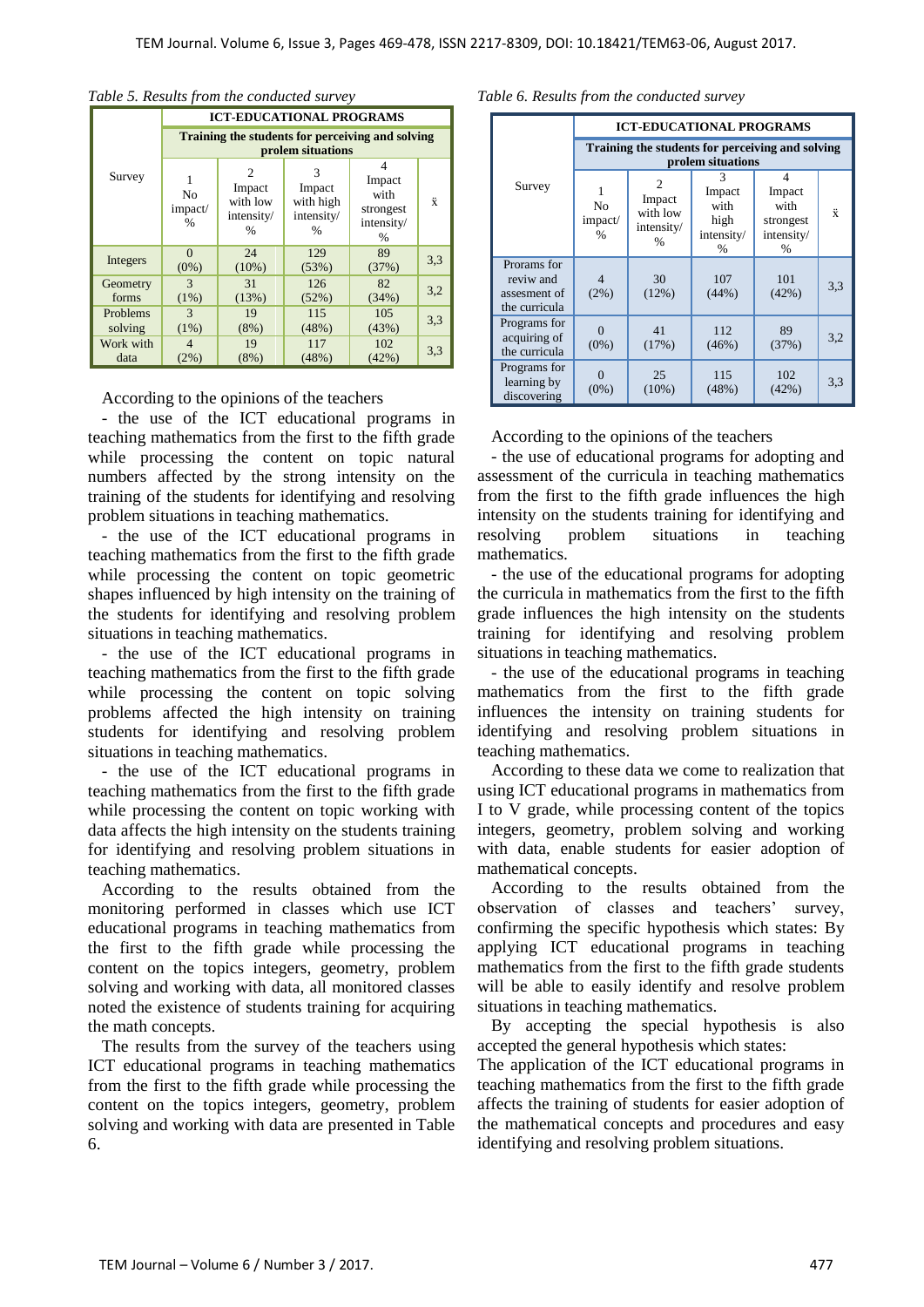*Table 5. Results from the conducted survey*

| Survey | ICT-EDUCATIONAL PROGRAMS | | | | |
|---|---|---|---|---|---|
| | Training the students for perceiving and solving prolem situations | | | | |
| | 1 No impact/ % | 2 Impact with low intensity/ % | 3 Impact with high intensity/ % | 4 Impact with strongest intensity/ % | ẍ |
| Integers | 0 (0%) | 24 (10%) | 129 (53%) | 89 (37%) | 3,3 |
| Geometry forms | 3 (1%) | 31 (13%) | 126 (52%) | 82 (34%) | 3,2 |
| Problems solving | 3 (1%) | 19 (8%) | 115 (48%) | 105 (43%) | 3,3 |
| Work with data | 4 (2%) | 19 (8%) | 117 (48%) | 102 (42%) | 3,3 |

According to the opinions of the teachers

- the use of the ICT educational programs in teaching mathematics from the first to the fifth grade while processing the content on topic natural numbers affected by the strong intensity on the training of the students for identifying and resolving problem situations in teaching mathematics.
- the use of the ICT educational programs in teaching mathematics from the first to the fifth grade while processing the content on topic geometric shapes influenced by high intensity on the training of the students for identifying and resolving problem situations in teaching mathematics.
- the use of the ICT educational programs in teaching mathematics from the first to the fifth grade while processing the content on topic solving problems affected the high intensity on training students for identifying and resolving problem situations in teaching mathematics.
- the use of the ICT educational programs in teaching mathematics from the first to the fifth grade while processing the content on topic working with data affects the high intensity on the students training for identifying and resolving problem situations in teaching mathematics.

According to the results obtained from the monitoring performed in classes which use ICT educational programs in teaching mathematics from the first to the fifth grade while processing the content on the topics integers, geometry, problem solving and working with data, all monitored classes noted the existence of students training for acquiring the math concepts.

The results from the survey of the teachers using ICT educational programs in teaching mathematics from the first to the fifth grade while processing the content on the topics integers, geometry, problem solving and working with data are presented in Table 6.

*Table 6. Results from the conducted survey*

| Survey | ICT-EDUCATIONAL PROGRAMS | | | | |
|---|---|---|---|---|---|
| | Training the students for perceiving and solving prolem situations | | | | |
| | 1 No impact/ % | 2 Impact with low intensity/ % | 3 Impact with high intensity/ % | 4 Impact with strongest intensity/ % | ẍ |
| Prorams for reviw and assesment of the curricula | 4 (2%) | 30 (12%) | 107 (44%) | 101 (42%) | 3,3 |
| Programs for acquiring of the curricula | 0 (0%) | 41 (17%) | 112 (46%) | 89 (37%) | 3,2 |
| Programs for learning by discovering | 0 (0%) | 25 (10%) | 115 (48%) | 102 (42%) | 3,3 |

According to the opinions of the teachers

- the use of educational programs for adopting and assessment of the curricula in teaching mathematics from the first to the fifth grade influences the high intensity on the students training for identifying and resolving problem situations in teaching mathematics.
- the use of the educational programs for adopting the curricula in mathematics from the first to the fifth grade influences the high intensity on the students training for identifying and resolving problem situations in teaching mathematics.
- the use of the educational programs in teaching mathematics from the first to the fifth grade influences the intensity on training students for identifying and resolving problem situations in teaching mathematics.

According to these data we come to realization that using ICT educational programs in mathematics from I to V grade, while processing content of the topics integers, geometry, problem solving and working with data, enable students for easier adoption of mathematical concepts.

According to the results obtained from the observation of classes and teachers' survey, confirming the specific hypothesis which states: By applying ICT educational programs in teaching mathematics from the first to the fifth grade students will be able to easily identify and resolve problem situations in teaching mathematics.

By accepting the special hypothesis is also accepted the general hypothesis which states:

The application of the ICT educational programs in teaching mathematics from the first to the fifth grade affects the training of students for easier adoption of the mathematical concepts and procedures and easy identifying and resolving problem situations.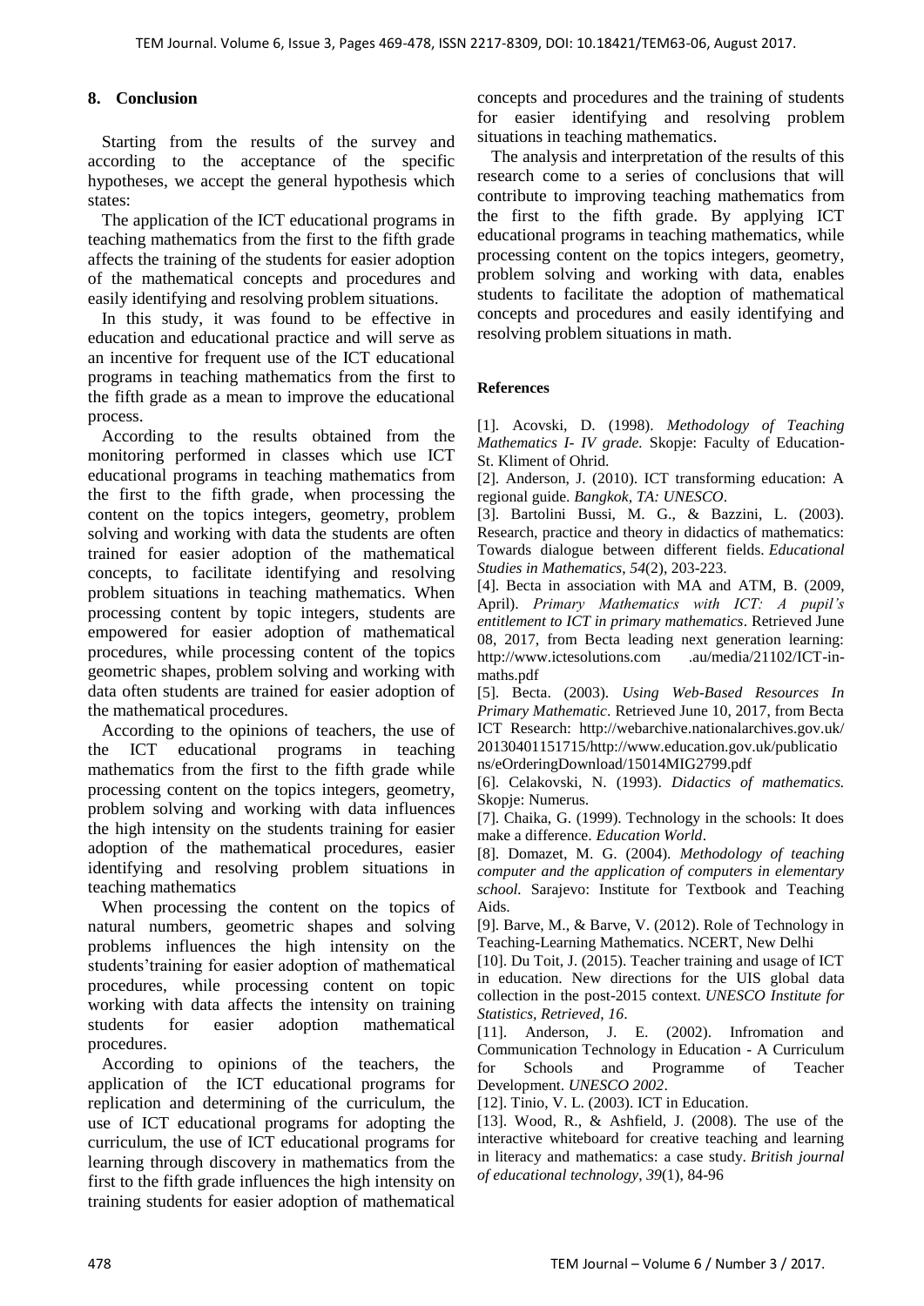## 8. Conclusion

Starting from the results of the survey and according to the acceptance of the specific hypotheses, we accept the general hypothesis which states:

The application of the ICT educational programs in teaching mathematics from the first to the fifth grade affects the training of the students for easier adoption of the mathematical concepts and procedures and easily identifying and resolving problem situations.

In this study, it was found to be effective in education and educational practice and will serve as an incentive for frequent use of the ICT educational programs in teaching mathematics from the first to the fifth grade as a mean to improve the educational process.

According to the results obtained from the monitoring performed in classes which use ICT educational programs in teaching mathematics from the first to the fifth grade, when processing the content on the topics integers, geometry, problem solving and working with data the students are often trained for easier adoption of the mathematical concepts, to facilitate identifying and resolving problem situations in teaching mathematics. When processing content by topic integers, students are empowered for easier adoption of mathematical procedures, while processing content of the topics geometric shapes, problem solving and working with data often students are trained for easier adoption of the mathematical procedures.

According to the opinions of teachers, the use of the ICT educational programs in teaching mathematics from the first to the fifth grade while processing content on the topics integers, geometry, problem solving and working with data influences the high intensity on the students training for easier adoption of the mathematical procedures, easier identifying and resolving problem situations in teaching mathematics

When processing the content on the topics of natural numbers, geometric shapes and solving problems influences the high intensity on the students'training for easier adoption of mathematical procedures, while processing content on topic working with data affects the intensity on training students for easier adoption mathematical procedures.

According to opinions of the teachers, the application of the ICT educational programs for replication and determining of the curriculum, the use of ICT educational programs for adopting the curriculum, the use of ICT educational programs for learning through discovery in mathematics from the first to the fifth grade influences the high intensity on training students for easier adoption of mathematical concepts and procedures and the training of students for easier identifying and resolving problem situations in teaching mathematics.

The analysis and interpretation of the results of this research come to a series of conclusions that will contribute to improving teaching mathematics from the first to the fifth grade. By applying ICT educational programs in teaching mathematics, while processing content on the topics integers, geometry, problem solving and working with data, enables students to facilitate the adoption of mathematical concepts and procedures and easily identifying and resolving problem situations in math.

### References

[1]. Acovski, D. (1998). *Methodology of Teaching Mathematics I- IV grade.* Skopje: Faculty of Education- St. Kliment of Ohrid.

[2]. Anderson, J. (2010). ICT transforming education: A regional guide. *Bangkok, TA: UNESCO*.

[3]. Bartolini Bussi, M. G., & Bazzini, L. (2003). Research, practice and theory in didactics of mathematics: Towards dialogue between different fields. *Educational Studies in Mathematics*, *54*(2), 203-223.

[4]. Becta in association with MA and ATM, B. (2009, April). *Primary Mathematics with ICT: A pupil's entitlement to ICT in primary mathematics*. Retrieved June 08, 2017, from Becta leading next generation learning: http://www.ictesolutions.com .au/media/21102/ICT-in-maths.pdf

[5]. Becta. (2003). *Using Web-Based Resources In Primary Mathematic*. Retrieved June 10, 2017, from Becta ICT Research: http://webarchive.nationalarchives.gov.uk/20130401151715/http://www.education.gov.uk/publications/eOrderingDownload/15014MIG2799.pdf

[6]. Celakovski, N. (1993). *Didactics of mathematics.* Skopje: Numerus.

[7]. Chaika, G. (1999). Technology in the schools: It does make a difference. *Education World*.

[8]. Domazet, M. G. (2004). *Methodology of teaching computer and the application of computers in elementary school.* Sarajevo: Institute for Textbook and Teaching Aids.

[9]. Barve, M., & Barve, V. (2012). Role of Technology in Teaching-Learning Mathematics. NCERT, New Delhi

[10]. Du Toit, J. (2015). Teacher training and usage of ICT in education. New directions for the UIS global data collection in the post-2015 context. *UNESCO Institute for Statistics*, *Retrieved*, *16*.

[11]. Anderson, J. E. (2002). Infromation and Communication Technology in Education - A Curriculum for Schools and Programme of Teacher Development. *UNESCO 2002*.

[12]. Tinio, V. L. (2003). ICT in Education.

[13]. Wood, R., & Ashfield, J. (2008). The use of the interactive whiteboard for creative teaching and learning in literacy and mathematics: a case study. *British journal of educational technology*, *39*(1), 84-96